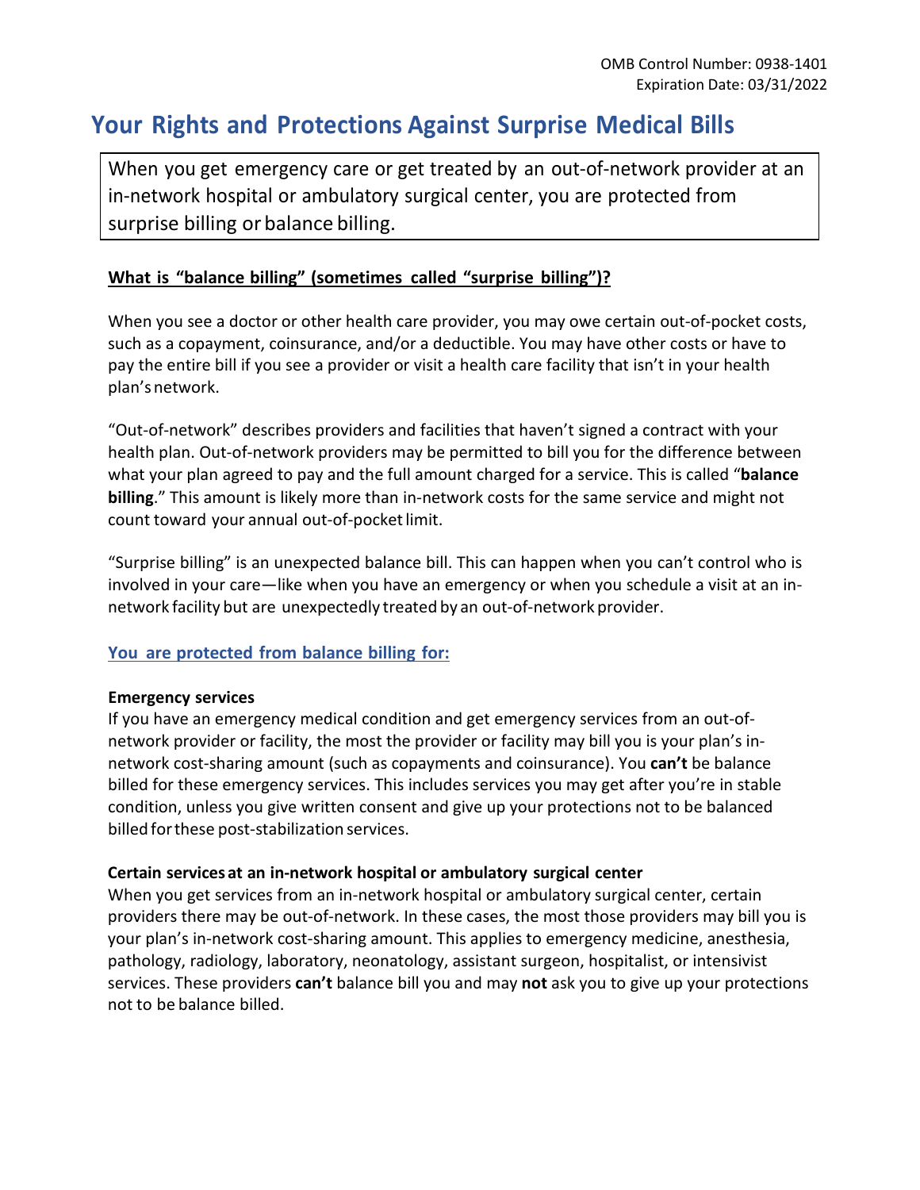OMB Control Number: 0938-1401
Expiration Date: 03/31/2022

# Your Rights and Protections Against Surprise Medical Bills

When you get emergency care or get treated by an out-of-network provider at an in-network hospital or ambulatory surgical center, you are protected from surprise billing or balance billing.

## What is "balance billing" (sometimes called "surprise billing")?

When you see a doctor or other health care provider, you may owe certain out-of-pocket costs, such as a copayment, coinsurance, and/or a deductible. You may have other costs or have to pay the entire bill if you see a provider or visit a health care facility that isn't in your health plan's network.

"Out-of-network" describes providers and facilities that haven't signed a contract with your health plan. Out-of-network providers may be permitted to bill you for the difference between what your plan agreed to pay and the full amount charged for a service. This is called "**balance billing**." This amount is likely more than in-network costs for the same service and might not count toward your annual out-of-pocket limit.

"Surprise billing" is an unexpected balance bill. This can happen when you can't control who is involved in your care—like when you have an emergency or when you schedule a visit at an in-network facility but are unexpectedly treated by an out-of-network provider.

## You are protected from balance billing for:

### Emergency services

If you have an emergency medical condition and get emergency services from an out-of-network provider or facility, the most the provider or facility may bill you is your plan's in-network cost-sharing amount (such as copayments and coinsurance). You **can't** be balance billed for these emergency services. This includes services you may get after you're in stable condition, unless you give written consent and give up your protections not to be balanced billed for these post-stabilization services.

### Certain services at an in-network hospital or ambulatory surgical center

When you get services from an in-network hospital or ambulatory surgical center, certain providers there may be out-of-network. In these cases, the most those providers may bill you is your plan's in-network cost-sharing amount. This applies to emergency medicine, anesthesia, pathology, radiology, laboratory, neonatology, assistant surgeon, hospitalist, or intensivist services. These providers **can't** balance bill you and may **not** ask you to give up your protections not to be balance billed.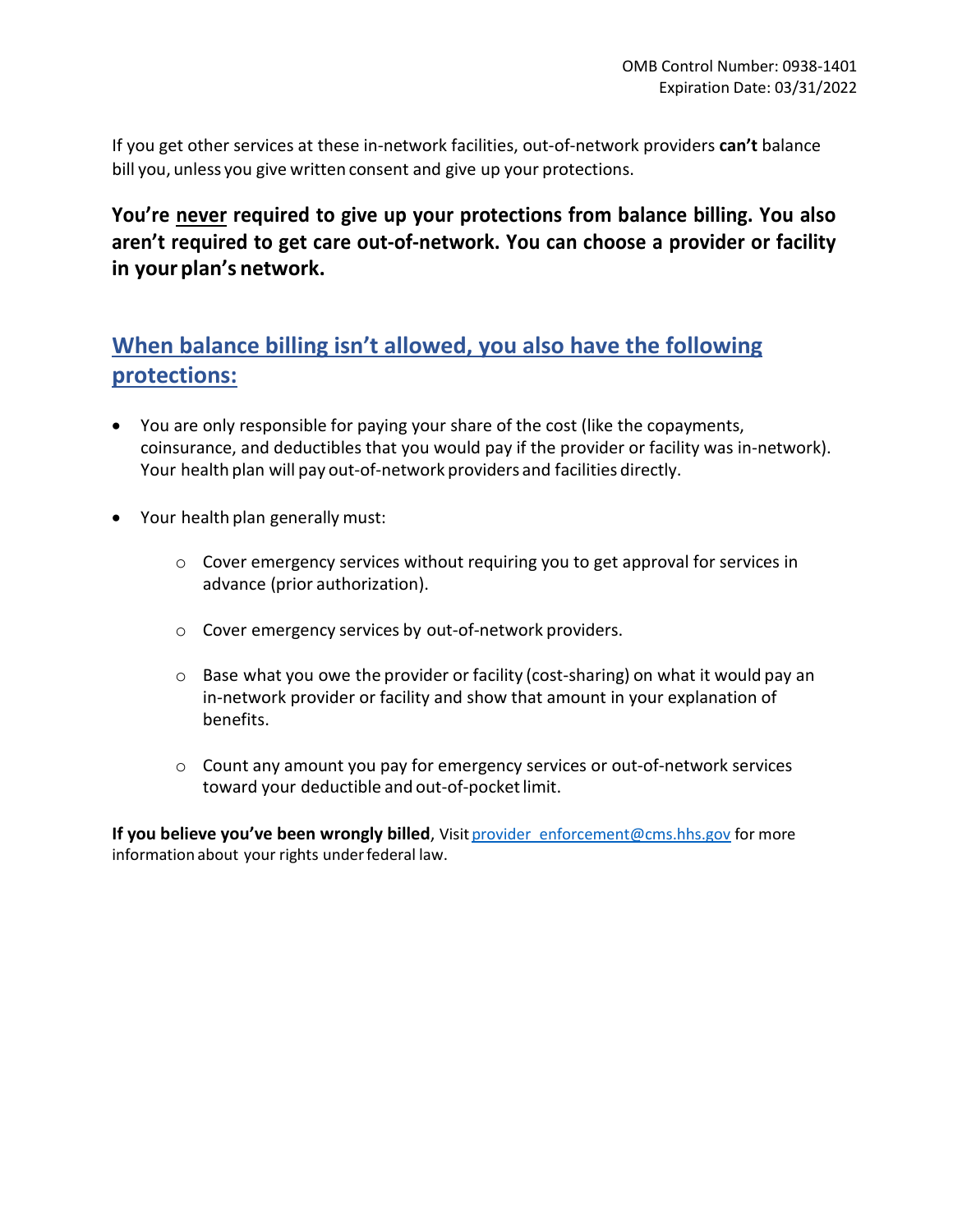If you get other services at these in-network facilities, out-of-network providers **can't** balance bill you, unless you give written consent and give up your protections.

**You're never required to give up your protections from balance billing. You also aren't required to get care out-of-network. You can choose a provider or facility in your plan's network.**

## When balance billing isn't allowed, you also have the following protections:

- You are only responsible for paying your share of the cost (like the copayments, coinsurance, and deductibles that you would pay if the provider or facility was in-network). Your health plan will pay out-of-network providers and facilities directly.
- Your health plan generally must:
  - Cover emergency services without requiring you to get approval for services in advance (prior authorization).
  - Cover emergency services by out-of-network providers.
  - Base what you owe the provider or facility (cost-sharing) on what it would pay an in-network provider or facility and show that amount in your explanation of benefits.
  - Count any amount you pay for emergency services or out-of-network services toward your deductible and out-of-pocket limit.

**If you believe you've been wrongly billed**, Visit provider_enforcement@cms.hhs.gov for more information about your rights under federal law.